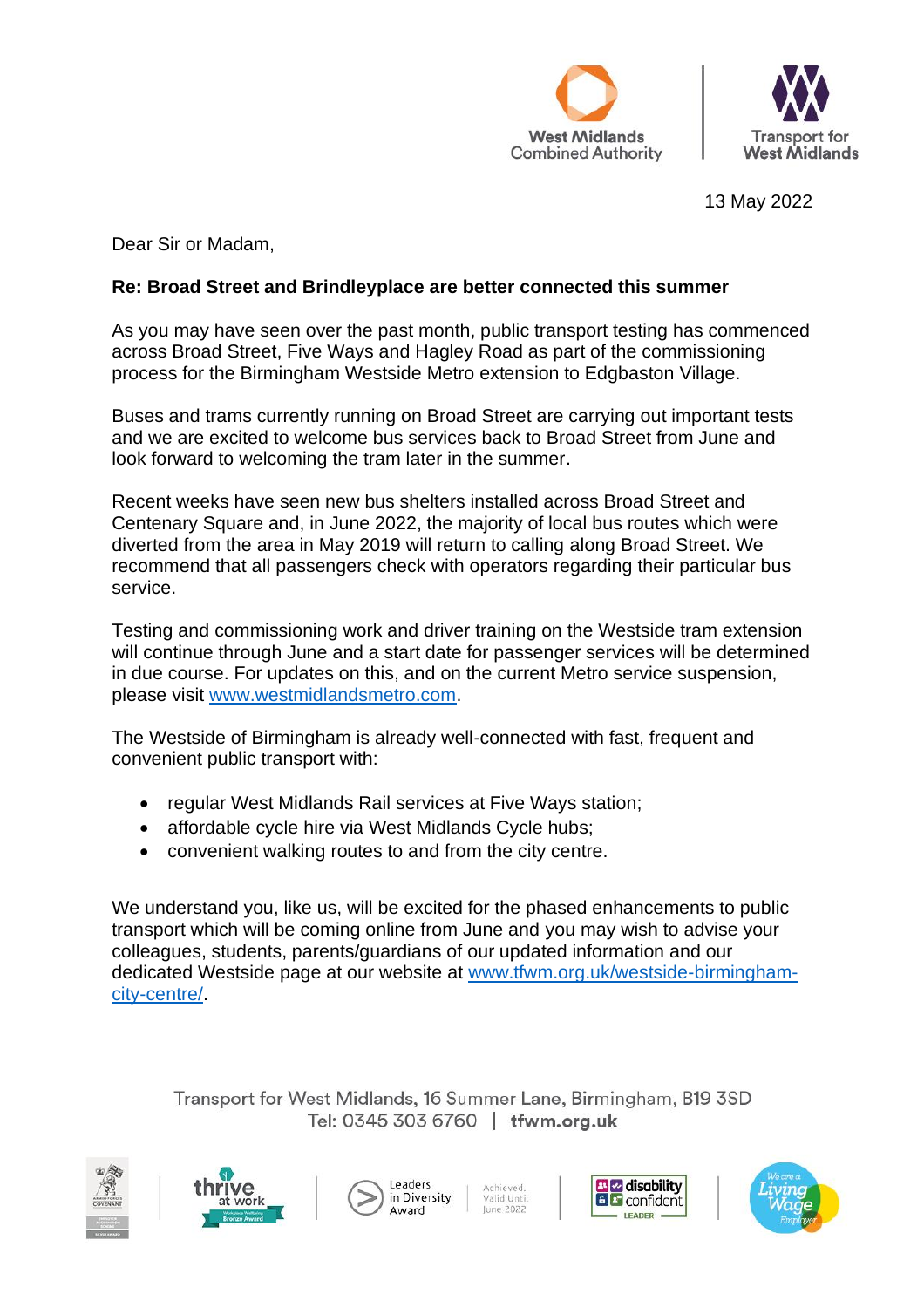West Midlands Combined Authority | Transport for West Midlands

13 May 2022

Dear Sir or Madam,

**Re: Broad Street and Brindleyplace are better connected this summer**

As you may have seen over the past month, public transport testing has commenced across Broad Street, Five Ways and Hagley Road as part of the commissioning process for the Birmingham Westside Metro extension to Edgbaston Village.

Buses and trams currently running on Broad Street are carrying out important tests and we are excited to welcome bus services back to Broad Street from June and look forward to welcoming the tram later in the summer.

Recent weeks have seen new bus shelters installed across Broad Street and Centenary Square and, in June 2022, the majority of local bus routes which were diverted from the area in May 2019 will return to calling along Broad Street. We recommend that all passengers check with operators regarding their particular bus service.

Testing and commissioning work and driver training on the Westside tram extension will continue through June and a start date for passenger services will be determined in due course. For updates on this, and on the current Metro service suspension, please visit [www.westmidlandsmetro.com](http://www.westmidlandsmetro.com).

The Westside of Birmingham is already well-connected with fast, frequent and convenient public transport with:

- regular West Midlands Rail services at Five Ways station;
- affordable cycle hire via West Midlands Cycle hubs;
- convenient walking routes to and from the city centre.

We understand you, like us, will be excited for the phased enhancements to public transport which will be coming online from June and you may wish to advise your colleagues, students, parents/guardians of our updated information and our dedicated Westside page at our website at [www.tfwm.org.uk/westside-birmingham-city-centre/](http://www.tfwm.org.uk/westside-birmingham-city-centre/).

Transport for West Midlands, 16 Summer Lane, Birmingham, B19 3SD
Tel: 0345 303 6760 | tfwm.org.uk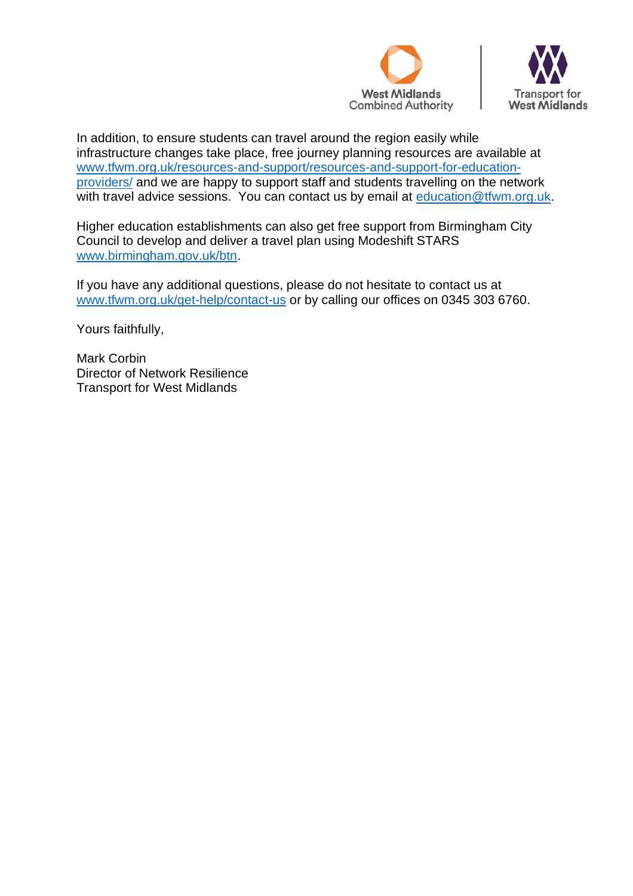In addition, to ensure students can travel around the region easily while infrastructure changes take place, free journey planning resources are available at www.tfwm.org.uk/resources-and-support/resources-and-support-for-education-providers/ and we are happy to support staff and students travelling on the network with travel advice sessions. You can contact us by email at education@tfwm.org.uk.

Higher education establishments can also get free support from Birmingham City Council to develop and deliver a travel plan using Modeshift STARS www.birmingham.gov.uk/btn.

If you have any additional questions, please do not hesitate to contact us at www.tfwm.org.uk/get-help/contact-us or by calling our offices on 0345 303 6760.

Yours faithfully,

Mark Corbin
Director of Network Resilience
Transport for West Midlands